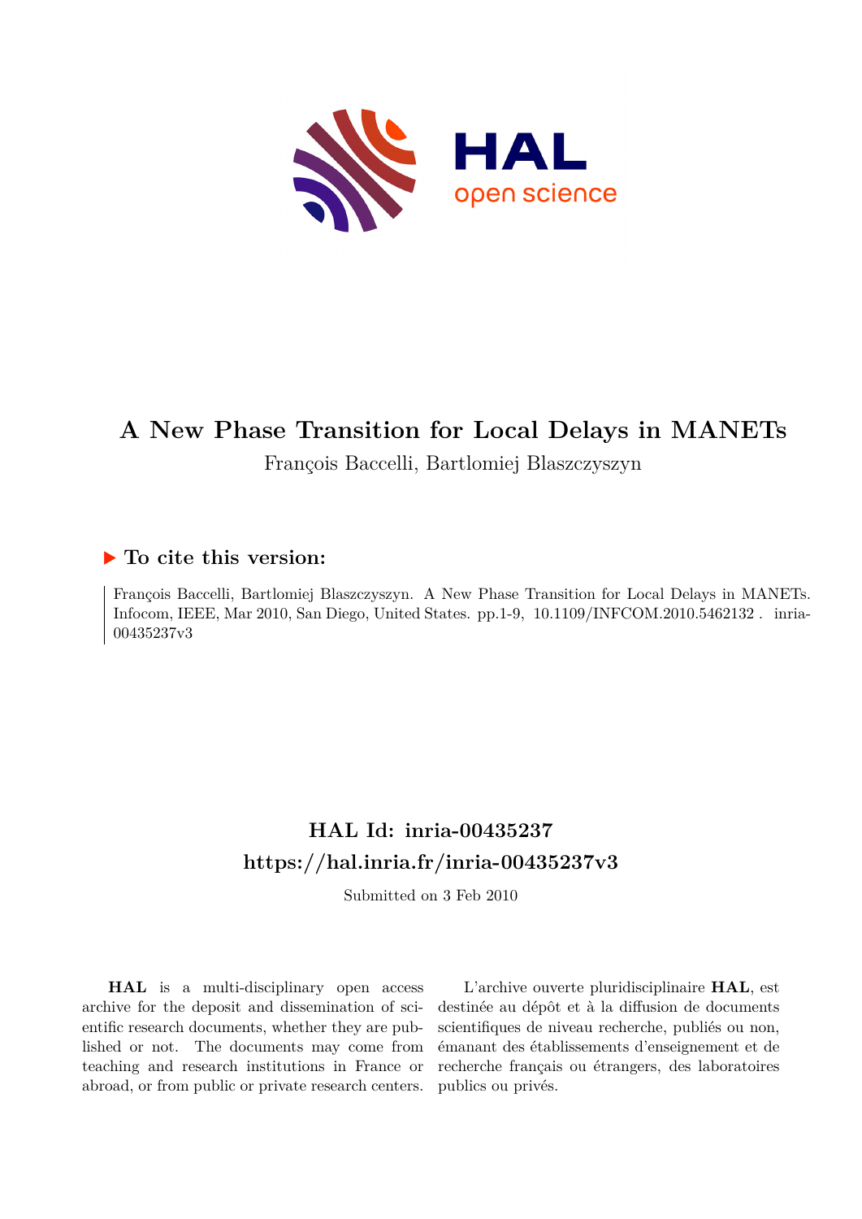# A New Phase Transition for Local Delays in MANETs

François Baccelli, Bartlomiej Blaszczyszyn

## ▶ To cite this version:

François Baccelli, Bartlomiej Blaszczyszyn. A New Phase Transition for Local Delays in MANETs. Infocom, IEEE, Mar 2010, San Diego, United States. pp.1-9, 10.1109/INFCOM.2010.5462132 . inria-00435237v3

## HAL Id: inria-00435237

## https://hal.inria.fr/inria-00435237v3

Submitted on 3 Feb 2010

**HAL** is a multi-disciplinary open access archive for the deposit and dissemination of scientific research documents, whether they are published or not. The documents may come from teaching and research institutions in France or abroad, or from public or private research centers.

L'archive ouverte pluridisciplinaire **HAL**, est destinée au dépôt et à la diffusion de documents scientifiques de niveau recherche, publiés ou non, émanant des établissements d'enseignement et de recherche français ou étrangers, des laboratoires publics ou privés.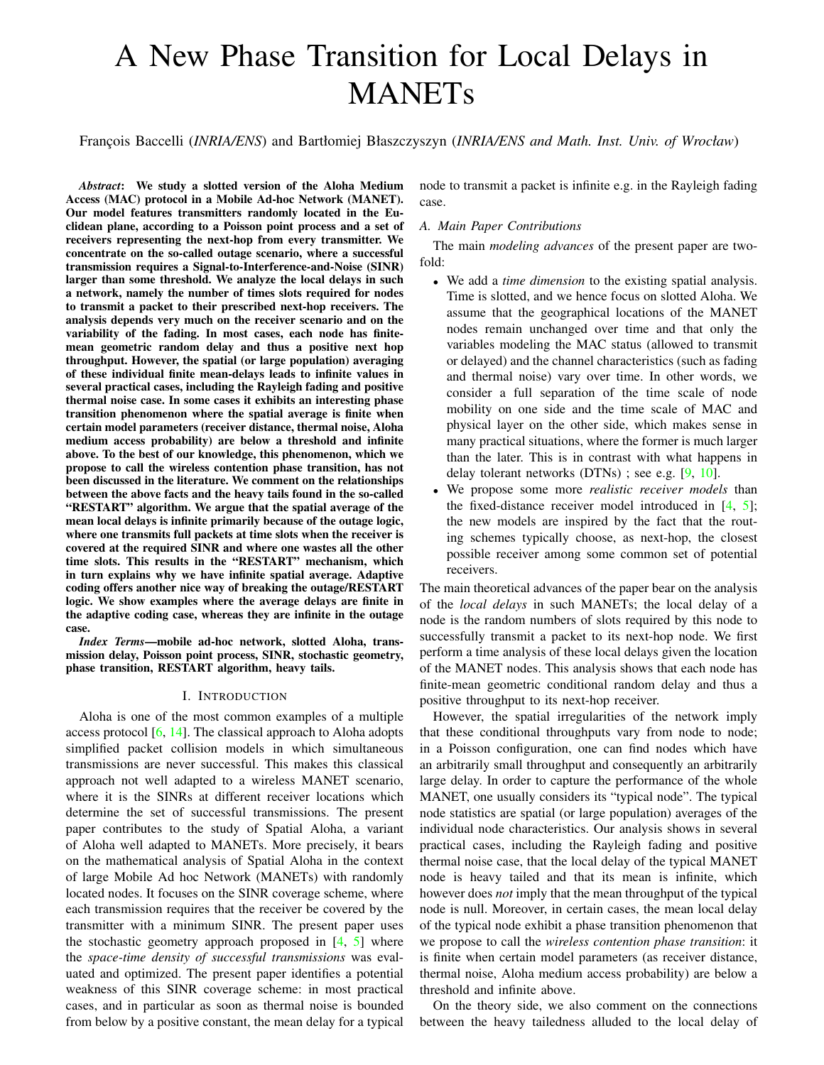# A New Phase Transition for Local Delays in MANETs

François Baccelli (*INRIA/ENS*) and Bartłomiej Błaszczyszyn (*INRIA/ENS and Math. Inst. Univ. of Wrocław*)

***Abstract*: We study a slotted version of the Aloha Medium Access (MAC) protocol in a Mobile Ad-hoc Network (MANET). Our model features transmitters randomly located in the Euclidean plane, according to a Poisson point process and a set of receivers representing the next-hop from every transmitter. We concentrate on the so-called outage scenario, where a successful transmission requires a Signal-to-Interference-and-Noise (SINR) larger than some threshold. We analyze the local delays in such a network, namely the number of times slots required for nodes to transmit a packet to their prescribed next-hop receivers. The analysis depends very much on the receiver scenario and on the variability of the fading. In most cases, each node has finite-mean geometric random delay and thus a positive next hop throughput. However, the spatial (or large population) averaging of these individual finite mean-delays leads to infinite values in several practical cases, including the Rayleigh fading and positive thermal noise case. In some cases it exhibits an interesting phase transition phenomenon where the spatial average is finite when certain model parameters (receiver distance, thermal noise, Aloha medium access probability) are below a threshold and infinite above. To the best of our knowledge, this phenomenon, which we propose to call the wireless contention phase transition, has not been discussed in the literature. We comment on the relationships between the above facts and the heavy tails found in the so-called "RESTART" algorithm. We argue that the spatial average of the mean local delays is infinite primarily because of the outage logic, where one transmits full packets at time slots when the receiver is covered at the required SINR and where one wastes all the other time slots. This results in the "RESTART" mechanism, which in turn explains why we have infinite spatial average. Adaptive coding offers another nice way of breaking the outage/RESTART logic. We show examples where the average delays are finite in the adaptive coding case, whereas they are infinite in the outage case.***

***Index Terms*—mobile ad-hoc network, slotted Aloha, transmission delay, Poisson point process, SINR, stochastic geometry, phase transition, RESTART algorithm, heavy tails.**

## I. Introduction

Aloha is one of the most common examples of a multiple access protocol [6, 14]. The classical approach to Aloha adopts simplified packet collision models in which simultaneous transmissions are never successful. This makes this classical approach not well adapted to a wireless MANET scenario, where it is the SINRs at different receiver locations which determine the set of successful transmissions. The present paper contributes to the study of Spatial Aloha, a variant of Aloha well adapted to MANETs. More precisely, it bears on the mathematical analysis of Spatial Aloha in the context of large Mobile Ad hoc Network (MANETs) with randomly located nodes. It focuses on the SINR coverage scheme, where each transmission requires that the receiver be covered by the transmitter with a minimum SINR. The present paper uses the stochastic geometry approach proposed in [4, 5] where the *space-time density of successful transmissions* was evaluated and optimized. The present paper identifies a potential weakness of this SINR coverage scheme: in most practical cases, and in particular as soon as thermal noise is bounded from below by a positive constant, the mean delay for a typical node to transmit a packet is infinite e.g. in the Rayleigh fading case.

### A. Main Paper Contributions

The main *modeling advances* of the present paper are two-fold:

- We add a *time dimension* to the existing spatial analysis. Time is slotted, and we hence focus on slotted Aloha. We assume that the geographical locations of the MANET nodes remain unchanged over time and that only the variables modeling the MAC status (allowed to transmit or delayed) and the channel characteristics (such as fading and thermal noise) vary over time. In other words, we consider a full separation of the time scale of node mobility on one side and the time scale of MAC and physical layer on the other side, which makes sense in many practical situations, where the former is much larger than the later. This is in contrast with what happens in delay tolerant networks (DTNs) ; see e.g. [9, 10].
- We propose some more *realistic receiver models* than the fixed-distance receiver model introduced in [4, 5]; the new models are inspired by the fact that the routing schemes typically choose, as next-hop, the closest possible receiver among some common set of potential receivers.

The main theoretical advances of the paper bear on the analysis of the *local delays* in such MANETs; the local delay of a node is the random numbers of slots required by this node to successfully transmit a packet to its next-hop node. We first perform a time analysis of these local delays given the location of the MANET nodes. This analysis shows that each node has finite-mean geometric conditional random delay and thus a positive throughput to its next-hop receiver.

However, the spatial irregularities of the network imply that these conditional throughputs vary from node to node; in a Poisson configuration, one can find nodes which have an arbitrarily small throughput and consequently an arbitrarily large delay. In order to capture the performance of the whole MANET, one usually considers its "typical node". The typical node statistics are spatial (or large population) averages of the individual node characteristics. Our analysis shows in several practical cases, including the Rayleigh fading and positive thermal noise case, that the local delay of the typical MANET node is heavy tailed and that its mean is infinite, which however does *not* imply that the mean throughput of the typical node is null. Moreover, in certain cases, the mean local delay of the typical node exhibit a phase transition phenomenon that we propose to call the *wireless contention phase transition*: it is finite when certain model parameters (as receiver distance, thermal noise, Aloha medium access probability) are below a threshold and infinite above.

On the theory side, we also comment on the connections between the heavy tailedness alluded to the local delay of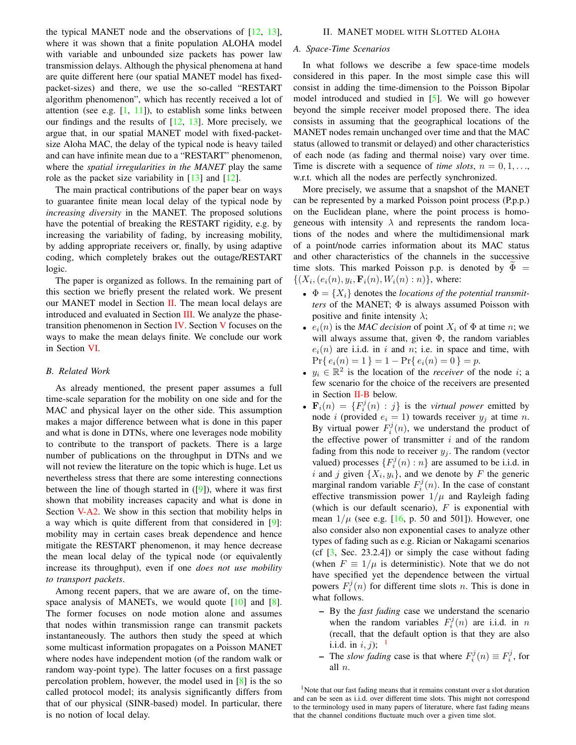the typical MANET node and the observations of [12, 13], where it was shown that a finite population ALOHA model with variable and unbounded size packets has power law transmission delays. Although the physical phenomena at hand are quite different here (our spatial MANET model has fixed-packet-sizes) and there, we use the so-called "RESTART algorithm phenomenon", which has recently received a lot of attention (see e.g. [1, 11]), to establish some links between our findings and the results of [12, 13]. More precisely, we argue that, in our spatial MANET model with fixed-packet-size Aloha MAC, the delay of the typical node is heavy tailed and can have infinite mean due to a "RESTART" phenomenon, where the *spatial irregularities in the MANET* play the same role as the packet size variability in [13] and [12].

The main practical contributions of the paper bear on ways to guarantee finite mean local delay of the typical node by *increasing diversity* in the MANET. The proposed solutions have the potential of breaking the RESTART rigidity, e.g. by increasing the variability of fading, by increasing mobility, by adding appropriate receivers or, finally, by using adaptive coding, which completely brakes out the outage/RESTART logic.

The paper is organized as follows. In the remaining part of this section we briefly present the related work. We present our MANET model in Section II. The mean local delays are introduced and evaluated in Section III. We analyze the phase-transition phenomenon in Section IV. Section V focuses on the ways to make the mean delays finite. We conclude our work in Section VI.

### B. Related Work

As already mentioned, the present paper assumes a full time-scale separation for the mobility on one side and for the MAC and physical layer on the other side. This assumption makes a major difference between what is done in this paper and what is done in DTNs, where one leverages node mobility to contribute to the transport of packets. There is a large number of publications on the throughput in DTNs and we will not review the literature on the topic which is huge. Let us nevertheless stress that there are some interesting connections between the line of though started in ([9]), where it was first shown that mobility increases capacity and what is done in Section V-A2. We show in this section that mobility helps in a way which is quite different from that considered in [9]: mobility may in certain cases break dependence and hence mitigate the RESTART phenomenon, it may hence decrease the mean local delay of the typical node (or equivalently increase its throughput), even if one *does not use mobility to transport packets*.

Among recent papers, that we are aware of, on the time-space analysis of MANETs, we would quote [10] and [8]. The former focuses on node motion alone and assumes that nodes within transmission range can transmit packets instantaneously. The authors then study the speed at which some multicast information propagates on a Poisson MANET where nodes have independent motion (of the random walk or random way-point type). The latter focuses on a first passage percolation problem, however, the model used in [8] is the so called protocol model; its analysis significantly differs from that of our physical (SINR-based) model. In particular, there is no notion of local delay.

## II. MANET model with Slotted Aloha

### A. Space-Time Scenarios

In what follows we describe a few space-time models considered in this paper. In the most simple case this will consist in adding the time-dimension to the Poisson Bipolar model introduced and studied in [5]. We will go however beyond the simple receiver model proposed there. The idea consists in assuming that the geographical locations of the MANET nodes remain unchanged over time and that the MAC status (allowed to transmit or delayed) and other characteristics of each node (as fading and thermal noise) vary over time. Time is discrete with a sequence of *time slots*, $n = 0, 1, \ldots$, w.r.t. which all the nodes are perfectly synchronized.

More precisely, we assume that a snapshot of the MANET can be represented by a marked Poisson point process (P.p.p.) on the Euclidean plane, where the point process is homogeneous with intensity $\lambda$ and represents the random locations of the nodes and where the multidimensional mark of a point/node carries information about its MAC status and other characteristics of the channels in the successive time slots. This marked Poisson p.p. is denoted by $\widetilde{\Phi} = \{(X_i, (e_i(n), y_i, \mathbf{F}_i(n), W_i(n) : n)\}$, where:

- $\Phi = \{X_i\}$ denotes the *locations of the potential transmitters* of the MANET; $\Phi$ is always assumed Poisson with positive and finite intensity $\lambda$;
- $e_i(n)$ is the *MAC decision* of point $X_i$ of $\Phi$ at time $n$; we will always assume that, given $\Phi$, the random variables $e_i(n)$ are i.i.d. in $i$ and $n$; i.e. in space and time, with $\Pr\{ e_i(n) = 1 \} = 1 - \Pr\{ e_i(n) = 0 \} = p$.
- $y_i \in \mathbb{R}^2$ is the location of the *receiver* of the node $i$; a few scenario for the choice of the receivers are presented in Section II-B below.
- $\mathbf{F}_i(n) = \{F_i^j(n) : j\}$ is the *virtual power* emitted by node $i$ (provided $e_i = 1$) towards receiver $y_j$ at time $n$. By virtual power $F_i^j(n)$, we understand the product of the effective power of transmitter $i$ and of the random fading from this node to receiver $y_j$. The random (vector valued) processes $\{F_i^j(n) : n\}$ are assumed to be i.i.d. in $i$ and $j$ given $\{X_i, y_i\}$, and we denote by $F$ the generic marginal random variable $F_i^j(n)$. In the case of constant effective transmission power $1/\mu$ and Rayleigh fading (which is our default scenario), $F$ is exponential with mean $1/\mu$ (see e.g. [16, p. 50 and 501]). However, one also consider also non exponential cases to analyze other types of fading such as e.g. Rician or Nakagami scenarios (cf [3, Sec. 23.2.4]) or simply the case without fading (when $F \equiv 1/\mu$ is deterministic). Note that we do not have specified yet the dependence between the virtual powers $F_i^j(n)$ for different time slots $n$. This is done in what follows.
  - By the *fast fading* case we understand the scenario when the random variables $F_i^j(n)$ are i.i.d. in $n$ (recall, that the default option is that they are also i.i.d. in $i, j$); [1]
  - The *slow fading* case is that where $F_i^j(n) \equiv F_i^j$, for all $n$.

[1] Note that our fast fading means that it remains constant over a slot duration and can be seen as i.i.d. over different time slots. This might not correspond to the terminology used in many papers of literature, where fast fading means that the channel conditions fluctuate much over a given time slot.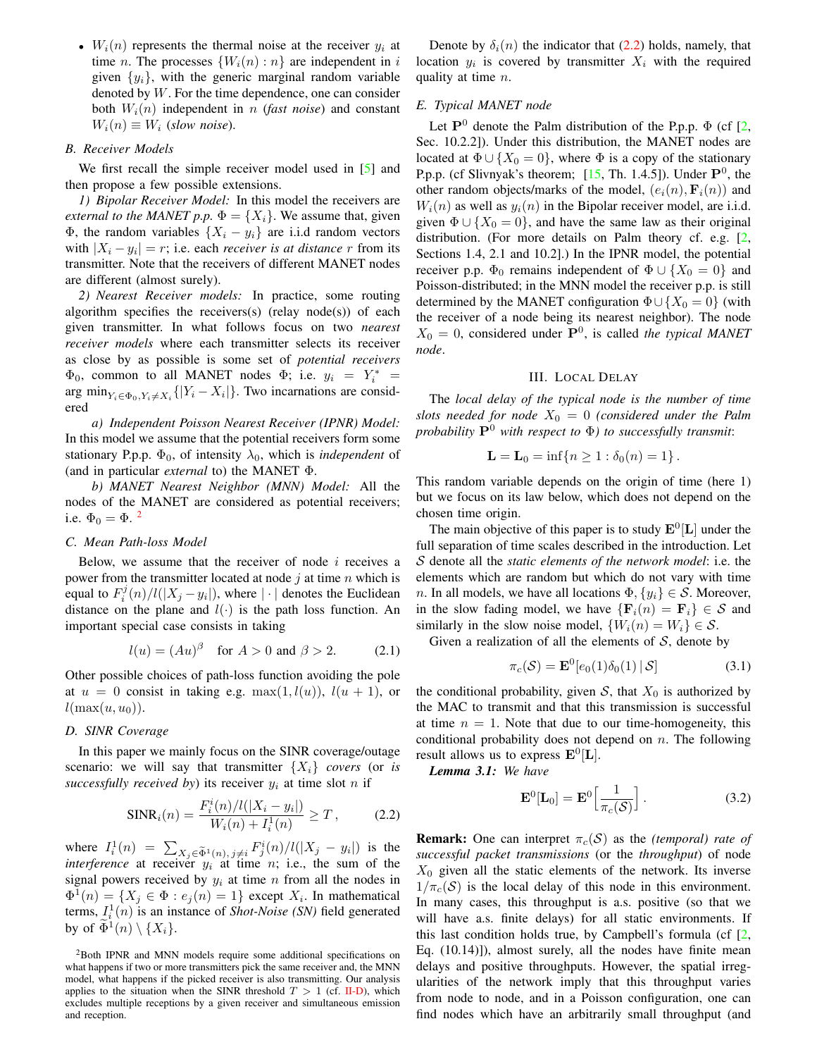- $W_i(n)$ represents the thermal noise at the receiver $y_i$ at time $n$. The processes $\{W_i(n) : n\}$ are independent in $i$ given $\{y_i\}$, with the generic marginal random variable denoted by $W$. For the time dependence, one can consider both $W_i(n)$ independent in $n$ (*fast noise*) and constant $W_i(n) \equiv W_i$ (*slow noise*).

### B. Receiver Models

We first recall the simple receiver model used in [5] and then propose a few possible extensions.

*1) Bipolar Receiver Model:* In this model the receivers are *external to the MANET p.p.* $\Phi = \{X_i\}$. We assume that, given $\Phi$, the random variables $\{X_i - y_i\}$ are i.i.d random vectors with $|X_i - y_i| = r$; i.e. each *receiver is at distance* $r$ from its transmitter. Note that the receivers of different MANET nodes are different (almost surely).

*2) Nearest Receiver models:* In practice, some routing algorithm specifies the receivers(s) (relay node(s)) of each given transmitter. In what follows focus on two *nearest receiver models* where each transmitter selects its receiver as close by as possible is some set of *potential receivers* $\Phi_0$, common to all MANET nodes $\Phi$; i.e. $y_i = Y_i^* = \arg\min_{Y_i \in \Phi_0, Y_i \neq X_i}\{|Y_i - X_i|\}$. Two incarnations are considered

*a) Independent Poisson Nearest Receiver (IPNR) Model:* In this model we assume that the potential receivers form some stationary P.p.p. $\Phi_0$, of intensity $\lambda_0$, which is *independent* of (and in particular *external* to) the MANET $\Phi$.

*b) MANET Nearest Neighbor (MNN) Model:* All the nodes of the MANET are considered as potential receivers; i.e. $\Phi_0 = \Phi$. [2]

### C. Mean Path-loss Model

Below, we assume that the receiver of node $i$ receives a power from the transmitter located at node $j$ at time $n$ which is equal to $F_i^j(n)/l(|X_j - y_i|)$, where $|\cdot|$ denotes the Euclidean distance on the plane and $l(\cdot)$ is the path loss function. An important special case consists in taking

$$l(u) = (Au)^\beta \quad \text{for } A > 0 \text{ and } \beta > 2. \tag{2.1}$$

Other possible choices of path-loss function avoiding the pole at $u = 0$ consist in taking e.g. $\max(1, l(u))$, $l(u+1)$, or $l(\max(u, u_0))$.

### D. SINR Coverage

In this paper we mainly focus on the SINR coverage/outage scenario: we will say that transmitter $\{X_i\}$ *covers* (or *is successfully received by*) its receiver $y_i$ at time slot $n$ if

$$\text{SINR}_i(n) = \frac{F_i^i(n)/l(|X_i - y_i|)}{W_i(n) + I_i^1(n)} \geq T\,, \tag{2.2}$$

where $I_i^1(n) = \sum_{X_j \in \widetilde{\Phi}^1(n),\, j \neq i} F_j^i(n)/l(|X_j - y_i|)$ is the *interference* at receiver $y_i$ at time $n$; i.e., the sum of the signal powers received by $y_i$ at time $n$ from all the nodes in $\Phi^1(n) = \{X_j \in \Phi : e_j(n) = 1\}$ except $X_i$. In mathematical terms, $I_i^1(n)$ is an instance of *Shot-Noise (SN)* field generated by of $\widetilde{\Phi}^1(n) \setminus \{X_i\}$.

Denote by $\delta_i(n)$ the indicator that (2.2) holds, namely, that location $y_i$ is covered by transmitter $X_i$ with the required quality at time $n$.

### E. Typical MANET node

Let $\mathbf{P}^0$ denote the Palm distribution of the P.p.p. $\Phi$ (cf [2, Sec. 10.2.2]). Under this distribution, the MANET nodes are located at $\Phi \cup \{X_0 = 0\}$, where $\Phi$ is a copy of the stationary P.p.p. (cf Slivnyak's theorem; [15, Th. 1.4.5]). Under $\mathbf{P}^0$, the other random objects/marks of the model, $(e_i(n), \mathbf{F}_i(n))$ and $W_i(n)$ as well as $y_i(n)$ in the Bipolar receiver model, are i.i.d. given $\Phi \cup \{X_0 = 0\}$, and have the same law as their original distribution. (For more details on Palm theory cf. e.g. [2, Sections 1.4, 2.1 and 10.2].) In the IPNR model, the potential receiver p.p. $\Phi_0$ remains independent of $\Phi \cup \{X_0 = 0\}$ and Poisson-distributed; in the MNN model the receiver p.p. is still determined by the MANET configuration $\Phi \cup \{X_0 = 0\}$ (with the receiver of a node being its nearest neighbor). The node $X_0 = 0$, considered under $\mathbf{P}^0$, is called *the typical MANET node*.

## III. Local Delay

The *local delay of the typical node is the number of time slots needed for node $X_0 = 0$ (considered under the Palm probability $\mathbf{P}^0$ with respect to $\Phi$) to successfully transmit*:

$$\mathbf{L} = \mathbf{L}_0 = \inf\{n \geq 1 : \delta_0(n) = 1\}\,.$$

This random variable depends on the origin of time (here 1) but we focus on its law below, which does not depend on the chosen time origin.

The main objective of this paper is to study $\mathbf{E}^0[\mathbf{L}]$ under the full separation of time scales described in the introduction. Let $\mathcal{S}$ denote all the *static elements of the network model*: i.e. the elements which are random but which do not vary with time $n$. In all models, we have all locations $\Phi, \{y_i\} \in \mathcal{S}$. Moreover, in the slow fading model, we have $\{\mathbf{F}_i(n) = \mathbf{F}_i\} \in \mathcal{S}$ and similarly in the slow noise model, $\{W_i(n) = W_i\} \in \mathcal{S}$.

Given a realization of all the elements of $\mathcal{S}$, denote by

$$\pi_c(\mathcal{S}) = \mathbf{E}^0[e_0(1)\delta_0(1) \,|\, \mathcal{S}] \tag{3.1}$$

the conditional probability, given $\mathcal{S}$, that $X_0$ is authorized by the MAC to transmit and that this transmission is successful at time $n = 1$. Note that due to our time-homogeneity, this conditional probability does not depend on $n$. The following result allows us to express $\mathbf{E}^0[\mathbf{L}]$.

***Lemma 3.1:*** *We have*

$$\mathbf{E}^0[\mathbf{L}_0] = \mathbf{E}^0\Big[\frac{1}{\pi_c(\mathcal{S})}\Big]\,. \tag{3.2}$$

**Remark:** One can interpret $\pi_c(\mathcal{S})$ as the *(temporal) rate of successful packet transmissions* (or the *throughput*) of node $X_0$ given all the static elements of the network. Its inverse $1/\pi_c(\mathcal{S})$ is the local delay of this node in this environment. In many cases, this throughput is a.s. positive (so that we will have a.s. finite delays) for all static environments. If this last condition holds true, by Campbell's formula (cf [2, Eq. (10.14)]), almost surely, all the nodes have finite mean delays and positive throughputs. However, the spatial irregularities of the network imply that this throughput varies from node to node, and in a Poisson configuration, one can find nodes which have an arbitrarily small throughput (and

---

[2] Both IPNR and MNN models require some additional specifications on what happens if two or more transmitters pick the same receiver and, the MNN model, what happens if the picked receiver is also transmitting. Our analysis applies to the situation when the SINR threshold $T > 1$ (cf. II-D), which excludes multiple receptions by a given receiver and simultaneous emission and reception.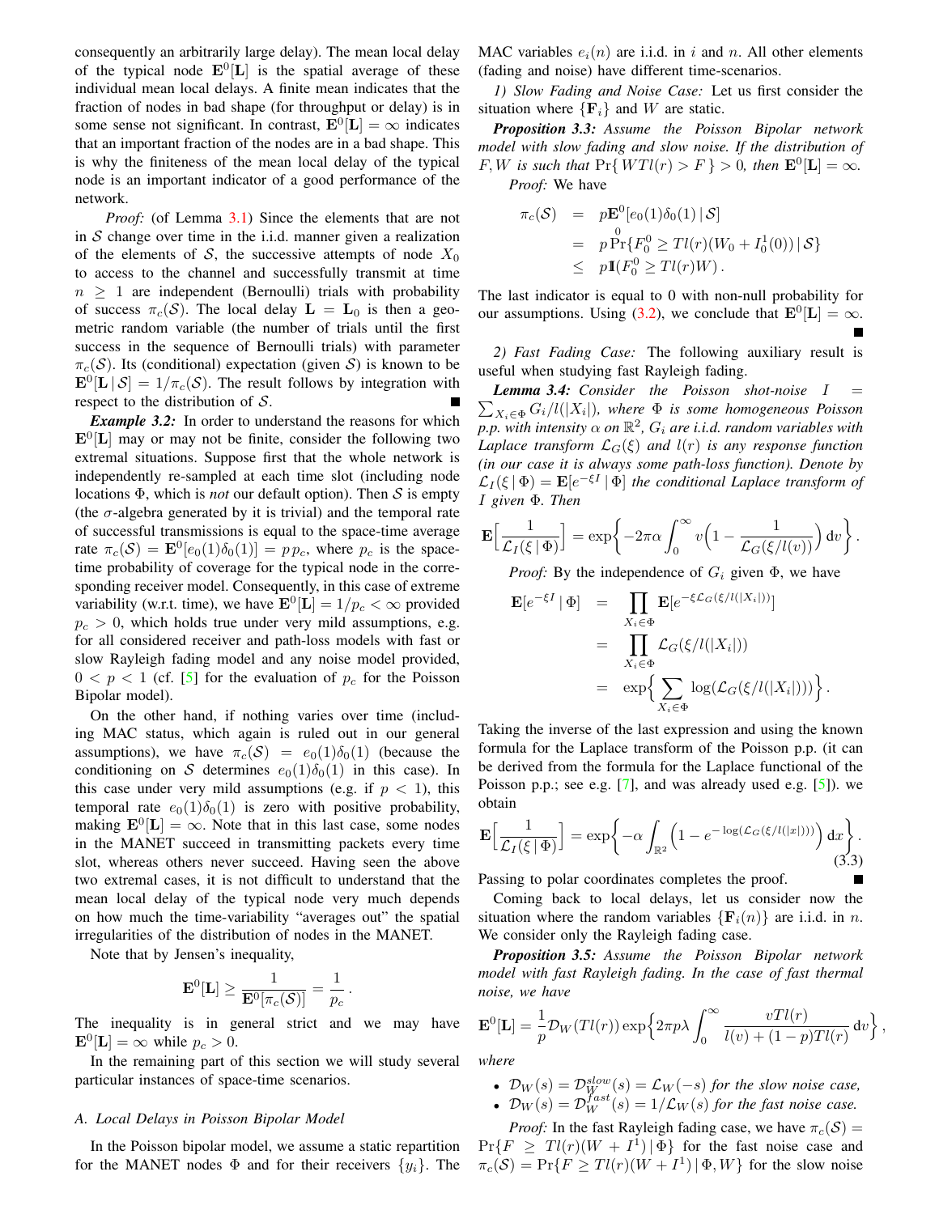consequently an arbitrarily large delay). The mean local delay of the typical node $\mathbf{E}^0[\mathbf{L}]$ is the spatial average of these individual mean local delays. A finite mean indicates that the fraction of nodes in bad shape (for throughput or delay) is in some sense not significant. In contrast, $\mathbf{E}^0[\mathbf{L}] = \infty$ indicates that an important fraction of the nodes are in a bad shape. This is why the finiteness of the mean local delay of the typical node is an important indicator of a good performance of the network.

*Proof:* (of Lemma 3.1) Since the elements that are not in $\mathcal{S}$ change over time in the i.i.d. manner given a realization of the elements of $\mathcal{S}$, the successive attempts of node $X_0$ to access to the channel and successfully transmit at time $n \geq 1$ are independent (Bernoulli) trials with probability of success $\pi_c(\mathcal{S})$. The local delay $\mathbf{L} = \mathbf{L}_0$ is then a geometric random variable (the number of trials until the first success in the sequence of Bernoulli trials) with parameter $\pi_c(\mathcal{S})$. Its (conditional) expectation (given $\mathcal{S}$) is known to be $\mathbf{E}^0[\mathbf{L} \,|\, \mathcal{S}] = 1/\pi_c(\mathcal{S})$. The result follows by integration with respect to the distribution of $\mathcal{S}$. ∎

***Example 3.2:*** In order to understand the reasons for which $\mathbf{E}^0[\mathbf{L}]$ may or may not be finite, consider the whole following two extremal situations. Suppose first that the whole network is independently re-sampled at each time slot (including node locations $\Phi$, which is *not* our default option). Then $\mathcal{S}$ is empty (the $\sigma$-algebra generated by it is trivial) and the temporal rate of successful transmissions is equal to the space-time average rate $\pi_c(\mathcal{S}) = \mathbf{E}^0[e_0(1)\delta_0(1)] = p\,p_c$, where $p_c$ is the space-time probability of coverage for the typical node in the corresponding receiver model. Consequently, in this case of extreme variability (w.r.t. time), we have $\mathbf{E}^0[\mathbf{L}] = 1/p_c < \infty$ provided $p_c > 0$, which holds true under very mild assumptions, e.g. for all considered receiver and path-loss models with fast or slow Rayleigh fading model and any noise model provided, $0 < p < 1$ (cf. [5] for the evaluation of $p_c$ for the Poisson Bipolar model).

On the other hand, if nothing varies over time (including MAC status, which again is ruled out in our general assumptions), we have $\pi_c(\mathcal{S}) = e_0(1)\delta_0(1)$ (because the conditioning on $\mathcal{S}$ determines $e_0(1)\delta_0(1)$ in this case). In this case under very mild assumptions (e.g. if $p < 1$), this temporal rate $e_0(1)\delta_0(1)$ is zero with positive probability, making $\mathbf{E}^0[\mathbf{L}] = \infty$. Note that in this last case, some nodes in the MANET succeed in transmitting packets every time slot, whereas others never succeed. Having seen the above two extremal cases, it is not difficult to understand that the mean local delay of the typical node very much depends on how much the time-variability "averages out" the spatial irregularities of the distribution of nodes in the MANET.

Note that by Jensen's inequality,

$$\mathbf{E}^0[\mathbf{L}] \geq \frac{1}{\mathbf{E}^0[\pi_c(\mathcal{S})]} = \frac{1}{p_c}\,.$$

The inequality is in general strict and we may have $\mathbf{E}^0[\mathbf{L}] = \infty$ while $p_c > 0$.

In the remaining part of this section we will study several particular instances of space-time scenarios.

### A. Local Delays in Poisson Bipolar Model

In the Poisson bipolar model, we assume a static repartition for the MANET nodes $\Phi$ and for their receivers $\{y_i\}$. The MAC variables $e_i(n)$ are i.i.d. in $i$ and $n$. All other elements (fading and noise) have different time-scenarios.

*1) Slow Fading and Noise Case:* Let us first consider the situation where $\{\mathbf{F}_i\}$ and $W$ are static.

***Proposition 3.3:*** *Assume the Poisson Bipolar network model with slow fading and slow noise. If the distribution of $F, W$ is such that $\Pr\{\, WTl(r) > F\,\} > 0$, then $\mathbf{E}^0[\mathbf{L}] = \infty$.*

*Proof:* We have

$$\begin{aligned}
\pi_c(\mathcal{S}) &= p\mathbf{E}^0[e_0(1)\delta_0(1) \,|\, \mathcal{S}] \\
&= p\Pr^0\{F_0^0 \geq Tl(r)(W_0 + I_0^1(0)) \,|\, \mathcal{S}\} \\
&\leq p\mathbf{1}(F_0^0 \geq Tl(r)W)\,.
\end{aligned}$$

The last indicator is equal to 0 with non-null probability for our assumptions. Using (3.2), we conclude that $\mathbf{E}^0[\mathbf{L}] = \infty$. ∎

*2) Fast Fading Case:* The following auxiliary result is useful when studying fast Rayleigh fading.

***Lemma 3.4:*** *Consider the Poisson shot-noise $I = \sum_{X_i \in \Phi} G_i/l(|X_i|)$, where $\Phi$ is some homogeneous Poisson p.p. with intensity $\alpha$ on $\mathbb{R}^2$, $G_i$ are i.i.d. random variables with Laplace transform $\mathcal{L}_G(\xi)$ and $l(r)$ is any response function (in our case it is always some path-loss function). Denote by $\mathcal{L}_I(\xi \,|\, \Phi) = \mathbf{E}[e^{-\xi I} \,|\, \Phi]$ the conditional Laplace transform of $I$ given $\Phi$. Then*

$$\mathbf{E}\Big[\frac{1}{\mathcal{L}_I(\xi \,|\, \Phi)}\Big] = \exp\Big\{-2\pi\alpha \int_0^\infty v\Big(1 - \frac{1}{\mathcal{L}_G(\xi/l(v))}\Big)\,\mathrm{d}v\Big\}\,.$$

*Proof:* By the independence of $G_i$ given $\Phi$, we have

$$\begin{aligned}
\mathbf{E}[e^{-\xi I} \,|\, \Phi] &= \prod_{X_i \in \Phi} \mathbf{E}[e^{-\xi \mathcal{L}_G(\xi/l(|X_i|))}] \\
&= \prod_{X_i \in \Phi} \mathcal{L}_G(\xi/l(|X_i|)) \\
&= \exp\Big\{\sum_{X_i \in \Phi} \log(\mathcal{L}_G(\xi/l(|X_i|)))\Big\}\,.
\end{aligned}$$

Taking the inverse of the last expression and using the known formula for the Laplace transform of the Poisson p.p. (it can be derived from the formula for the Laplace functional of the Poisson p.p.; see e.g. [7], and was already used e.g. [5]). we obtain

$$\mathbf{E}\Big[\frac{1}{\mathcal{L}_I(\xi \,|\, \Phi)}\Big] = \exp\Big\{-\alpha \int_{\mathbb{R}^2} \Big(1 - e^{-\log(\mathcal{L}_G(\xi/l(|x|)))}\Big)\,\mathrm{d}x\Big\}\,. \tag{3.3}$$

Passing to polar coordinates completes the proof. ∎

Coming back to local delays, let us consider now the situation where the random variables $\{\mathbf{F}_i(n)\}$ are i.i.d. in $n$. We consider only the Rayleigh fading case.

***Proposition 3.5:*** *Assume the Poisson Bipolar network model with fast Rayleigh fading. In the case of fast thermal noise, we have*

$$\mathbf{E}^0[\mathbf{L}] = \frac{1}{p}\mathcal{D}_W(Tl(r))\exp\Big\{2\pi p\lambda \int_0^\infty \frac{vTl(r)}{l(v) + (1-p)Tl(r)}\,\mathrm{d}v\Big\}\,,$$

*where*

- *$\mathcal{D}_W(s) = \mathcal{D}_W^{slow}(s) = \mathcal{L}_W(-s)$ for the slow noise case,*
- *$\mathcal{D}_W(s) = \mathcal{D}_W^{fast}(s) = 1/\mathcal{L}_W(s)$ for the fast noise case.*

*Proof:* In the fast Rayleigh fading case, we have $\pi_c(\mathcal{S}) = \Pr\{F \geq Tl(r)(W + I^1) \,|\, \Phi\}$ for the fast noise case and $\pi_c(\mathcal{S}) = \Pr\{F \geq Tl(r)(W + I^1) \,|\, \Phi, W\}$ for the slow noise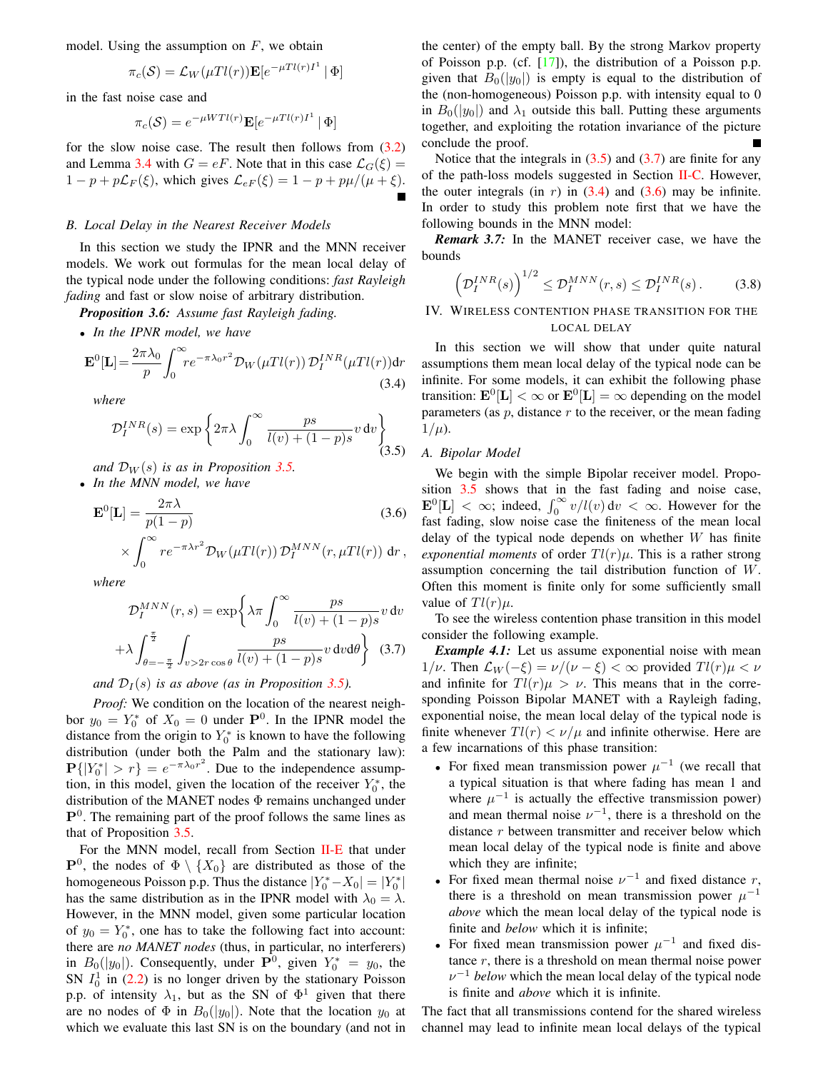model. Using the assumption on $F$, we obtain

$$\pi_c(\mathcal{S}) = \mathcal{L}_W(\mu T l(r)) \mathbf{E}[e^{-\mu T l(r) I^1} \mid \Phi]$$

in the fast noise case and

$$\pi_c(\mathcal{S}) = e^{-\mu W T l(r)} \mathbf{E}[e^{-\mu T l(r) I^1} \mid \Phi]$$

for the slow noise case. The result then follows from (3.2) and Lemma 3.4 with $G = eF$. Note that in this case $\mathcal{L}_G(\xi) = 1 - p + p\mathcal{L}_F(\xi)$, which gives $\mathcal{L}_{eF}(\xi) = 1 - p + p\mu/(\mu + \xi)$. ∎

### B. Local Delay in the Nearest Receiver Models

In this section we study the IPNR and the MNN receiver models. We work out formulas for the mean local delay of the typical node under the following conditions: *fast Rayleigh fading* and fast or slow noise of arbitrary distribution.

***Proposition 3.6:*** *Assume fast Rayleigh fading.*

- *In the IPNR model, we have*

$$\mathbf{E}^0[\mathbf{L}] = \frac{2\pi\lambda_0}{p} \int_0^\infty r e^{-\pi\lambda_0 r^2} \mathcal{D}_W(\mu T l(r))\, \mathcal{D}_I^{INR}(\mu T l(r)) \mathrm{d}r \tag{3.4}$$

*where*

$$\mathcal{D}_I^{INR}(s) = \exp\left\{ 2\pi\lambda \int_0^\infty \frac{ps}{l(v) + (1-p)s} v \,\mathrm{d}v \right\} \tag{3.5}$$

*and $\mathcal{D}_W(s)$ is as in Proposition 3.5.*

- *In the MNN model, we have*

$$\mathbf{E}^0[\mathbf{L}] = \frac{2\pi\lambda}{p(1-p)} \times \int_0^\infty r e^{-\pi\lambda r^2} \mathcal{D}_W(\mu T l(r))\, \mathcal{D}_I^{MNN}(r, \mu T l(r)) \,\mathrm{d}r\,, \tag{3.6}$$

*where*

$$\mathcal{D}_I^{MNN}(r,s) = \exp\left\{ \lambda\pi \int_0^\infty \frac{ps}{l(v) + (1-p)s} v \,\mathrm{d}v + \lambda \int_{\theta=-\frac{\pi}{2}}^{\frac{\pi}{2}} \int_{v > 2r\cos\theta} \frac{ps}{l(v) + (1-p)s} v \,\mathrm{d}v \mathrm{d}\theta \right\} \tag{3.7}$$

*and $\mathcal{D}_I(s)$ is as above (as in Proposition 3.5).*

*Proof:* We condition on the location of the nearest neighbor $y_0 = Y_0^*$ of $X_0 = 0$ under $\mathbf{P}^0$. In the IPNR model the distance from the origin to $Y_0^*$ is known to have the following distribution (under both the Palm and the stationary law): $\mathbf{P}\{|Y_0^*| > r\} = e^{-\pi\lambda_0 r^2}$. Due to the independence assumption, in this model, given the location of the receiver $Y_0^*$, the distribution of the MANET nodes $\Phi$ remains unchanged under $\mathbf{P}^0$. The remaining part of the proof follows the same lines as that of Proposition 3.5.

For the MNN model, recall from Section II-E that under $\mathbf{P}^0$, the nodes of $\Phi \setminus \{X_0\}$ are distributed as those of the homogeneous Poisson p.p. Thus the distance $|Y_0^* - X_0| = |Y_0^*|$ has the same distribution as in the IPNR model with $\lambda_0 = \lambda$. However, in the MNN model, given some particular location of $y_0 = Y_0^*$, one has to take the following fact into account: there are *no MANET nodes* (thus, in particular, no interferers) in $B_0(|y_0|)$. Consequently, under $\mathbf{P}^0$, given $Y_0^* = y_0$, the SN $I_0^1$ in (2.2) is no longer driven by the stationary Poisson p.p. of intensity $\lambda_1$, but as the SN of $\Phi^1$ given that there are no nodes of $\Phi$ in $B_0(|y_0|)$. Note that the location $y_0$ at which we evaluate this last SN is on the boundary (and not in the center) of the empty ball. By the strong Markov property of Poisson p.p. (cf. [17]), the distribution of a Poisson p.p. given that $B_0(|y_0|)$ is empty is equal to the distribution of the (non-homogeneous) Poisson p.p. with intensity equal to 0 in $B_0(|y_0|)$ and $\lambda_1$ outside this ball. Putting these arguments together, and exploiting the rotation invariance of the picture conclude the proof. ∎

Notice that the integrals in (3.5) and (3.7) are finite for any of the path-loss models suggested in Section II-C. However, the outer integrals (in $r$) in (3.4) and (3.6) may be infinite. In order to study this problem note first that we have the following bounds in the MNN model:

***Remark 3.7:*** In the MANET receiver case, we have the bounds

$$\left(\mathcal{D}_I^{INR}(s)\right)^{1/2} \le \mathcal{D}_I^{MNN}(r,s) \le \mathcal{D}_I^{INR}(s)\,. \tag{3.8}$$

## IV. Wireless contention phase transition for the local delay

In this section we will show that under quite natural assumptions them mean local delay of the typical node can be infinite. For some models, it can exhibit the following phase transition: $\mathbf{E}^0[\mathbf{L}] < \infty$ or $\mathbf{E}^0[\mathbf{L}] = \infty$ depending on the model parameters (as $p$, distance $r$ to the receiver, or the mean fading $1/\mu$).

### A. Bipolar Model

We begin with the simple Bipolar receiver model. Proposition 3.5 shows that in the fast fading and noise case, $\mathbf{E}^0[\mathbf{L}] < \infty$; indeed, $\int_0^\infty v/l(v)\,\mathrm{d}v < \infty$. However for the fast fading, slow noise case the finiteness of the mean local delay of the typical node depends on whether $W$ has finite *exponential moments* of order $Tl(r)\mu$. This is a rather strong assumption concerning the tail distribution function of $W$. Often this moment is finite only for some sufficiently small value of $Tl(r)\mu$.

To see the wireless contention phase transition in this model consider the following example.

***Example 4.1:*** Let us assume exponential noise with mean $1/\nu$. Then $\mathcal{L}_W(-\xi) = \nu/(\nu - \xi) < \infty$ provided $Tl(r)\mu < \nu$ and infinite for $Tl(r)\mu > \nu$. This means that in the corresponding Poisson Bipolar MANET with a Rayleigh fading, exponential noise, the mean local delay of the typical node is finite whenever $Tl(r) < \nu/\mu$ and infinite otherwise. Here are a few incarnations of this phase transition:

- For fixed mean transmission power $\mu^{-1}$ (we recall that a typical situation is that where fading has mean 1 and where $\mu^{-1}$ is actually the effective transmission power) and mean thermal noise $\nu^{-1}$, there is a threshold on the distance $r$ between transmitter and receiver below which mean local delay of the typical node is finite and above which they are infinite;
- For fixed mean thermal noise $\nu^{-1}$ and fixed distance $r$, there is a threshold on mean transmission power $\mu^{-1}$ *above* which the mean local delay of the typical node is finite and *below* which it is infinite;
- For fixed mean transmission power $\mu^{-1}$ and fixed distance $r$, there is a threshold on mean thermal noise power $\nu^{-1}$ *below* which the mean local delay of the typical node is finite and *above* which it is infinite.

The fact that all transmissions contend for the shared wireless channel may lead to infinite mean local delays of the typical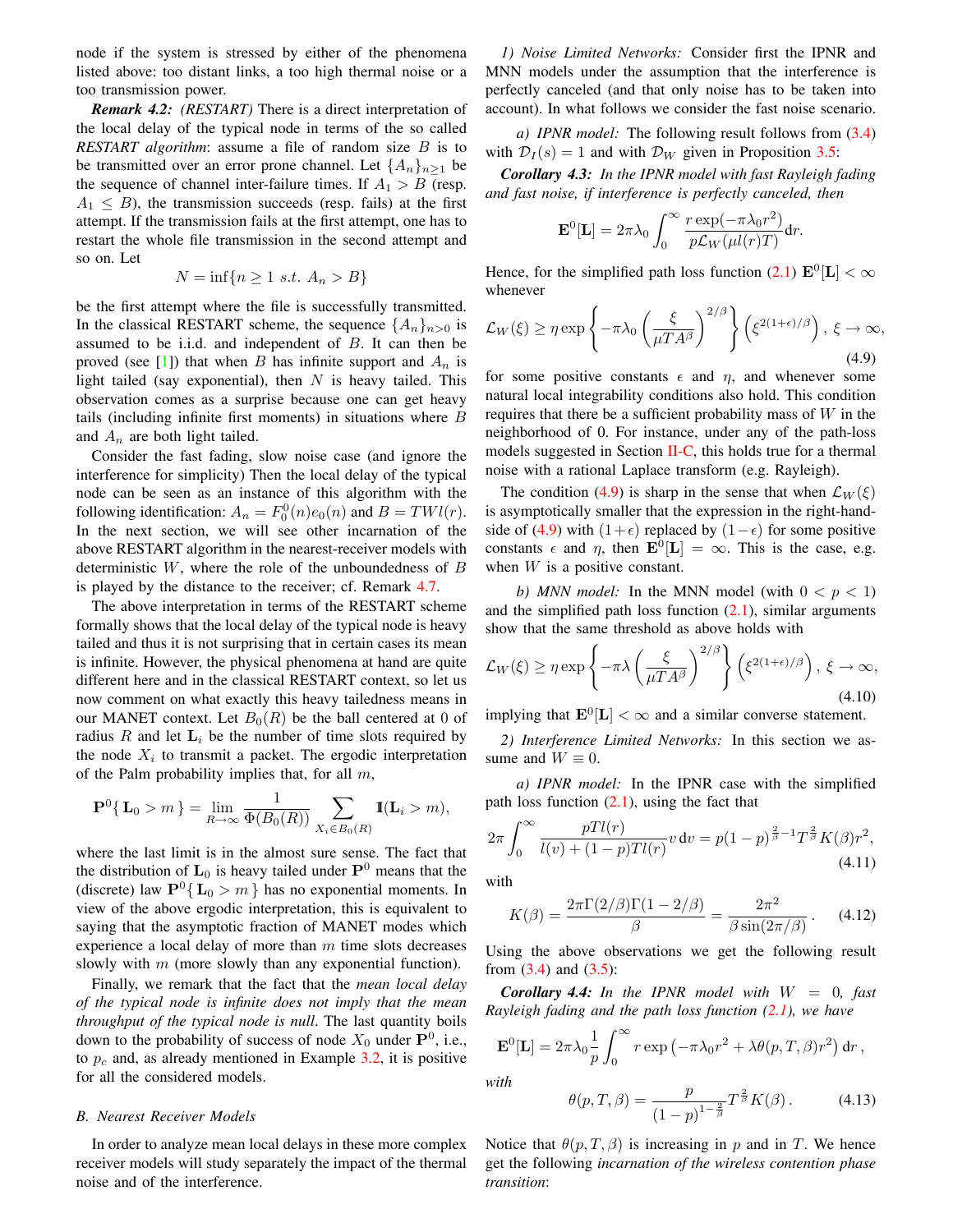node if the system is stressed by either of the phenomena listed above: too distant links, a too high thermal noise or a too transmission power.

***Remark 4.2:*** *(RESTART)* There is a direct interpretation of the local delay of the typical node in terms of the so called ***RESTART algorithm***: assume a file of random size $B$ is to be transmitted over an error prone channel. Let $\{A_n\}_{n\geq 1}$ be the sequence of channel inter-failure times. If $A_1 > B$ (resp. $A_1 \leq B$), the transmission succeeds (resp. fails) at the first attempt. If the transmission fails at the first attempt, one has to restart the whole file transmission in the second attempt and so on. Let

$$N = \inf\{n \geq 1 \ s.t. \ A_n > B\}$$

be the first attempt where the file is successfully transmitted. In the classical RESTART scheme, the sequence $\{A_n\}_{n>0}$ is assumed to be i.i.d. and independent of $B$. It can then be proved (see [1]) that when $B$ has infinite support and $A_n$ is light tailed (say exponential), then $N$ is heavy tailed. This observation comes as a surprise because one can get heavy tails (including infinite first moments) in situations where $B$ and $A_n$ are both light tailed.

Consider the fast fading, slow noise case (and ignore the interference for simplicity) Then the local delay of the typical node can be seen as an instance of this algorithm with the following identification: $A_n = F_0^0(n)e_0(n)$ and $B = TWl(r)$. In the next section, we will see other incarnation of the above RESTART algorithm in the nearest-receiver models with deterministic $W$, where the role of the unboundedness of $B$ is played by the distance to the receiver; cf. Remark 4.7.

The above interpretation in terms of the RESTART scheme formally shows that the local delay of the typical node is heavy tailed and thus it is not surprising that in certain cases its mean is infinite. However, the physical phenomena at hand are quite different here and in the classical RESTART context, so let us now comment on what exactly this heavy tailedness means in our MANET context. Let $B_0(R)$ be the ball centered at 0 of radius $R$ and let $\mathbf{L}_i$ be the number of time slots required by the node $X_i$ to transmit a packet. The ergodic interpretation of the Palm probability implies that, for all $m$,

$$\mathbf{P}^0\{\, \mathbf{L}_0 > m \,\} = \lim_{R\to\infty} \frac{1}{\Phi(B_0(R))} \sum_{X_i \in B_0(R)} \mathbb{1}(\mathbf{L}_i > m),$$

where the last limit is in the almost sure sense. The fact that the distribution of $\mathbf{L}_0$ is heavy tailed under $\mathbf{P}^0$ means that the (discrete) law $\mathbf{P}^0\{\, \mathbf{L}_0 > m \,\}$ has no exponential moments. In view of the above ergodic interpretation, this is equivalent to saying that the asymptotic fraction of MANET modes which experience a local delay of more than $m$ time slots decreases slowly with $m$ (more slowly than any exponential function).

Finally, we remark that the fact that the *mean local delay of the typical node is infinite does not imply that the mean throughput of the typical node is null*. The last quantity boils down to the probability of success of node $X_0$ under $\mathbf{P}^0$, i.e., to $p_c$ and, as already mentioned in Example 3.2, it is positive for all the considered models.

### *B. Nearest Receiver Models*

In order to analyze mean local delays in these more complex receiver models will study separately the impact of the thermal noise and of the interference.

*1) Noise Limited Networks:* Consider first the IPNR and MNN models under the assumption that the interference is perfectly canceled (and that only noise has to be taken into account). In what follows we consider the fast noise scenario.

*a) IPNR model:* The following result follows from (3.4) with $\mathcal{D}_I(s) = 1$ and with $\mathcal{D}_W$ given in Proposition 3.5:

***Corollary 4.3:*** *In the IPNR model with fast Rayleigh fading and fast noise, if interference is perfectly canceled, then*

$$\mathbf{E}^0[\mathbf{L}] = 2\pi\lambda_0 \int_0^\infty \frac{r \exp(-\pi\lambda_0 r^2)}{p\mathcal{L}_W(\mu l(r)T)} \mathrm{d}r.$$

Hence, for the simplified path loss function (2.1) $\mathbf{E}^0[\mathbf{L}] < \infty$ whenever

$$\mathcal{L}_W(\xi) \geq \eta \exp\left\{-\pi\lambda_0 \left(\frac{\xi}{\mu T A^\beta}\right)^{2/\beta}\right\} \left(\xi^{2(1+\epsilon)/\beta}\right),\ \xi \to \infty, \tag{4.9}$$

for some positive constants $\epsilon$ and $\eta$, and whenever some natural local integrability conditions also hold. This condition requires that there be a sufficient probability mass of $W$ in the neighborhood of 0. For instance, under any of the path-loss models suggested in Section II-C, this holds true for a thermal noise with a rational Laplace transform (e.g. Rayleigh).

The condition (4.9) is sharp in the sense that when $\mathcal{L}_W(\xi)$ is asymptotically smaller that the expression in the right-hand-side of (4.9) with $(1+\epsilon)$ replaced by $(1-\epsilon)$ for some positive constants $\epsilon$ and $\eta$, then $\mathbf{E}^0[\mathbf{L}] = \infty$. This is the case, e.g. when $W$ is a positive constant.

*b) MNN model:* In the MNN model (with $0 < p < 1$) and the simplified path loss function (2.1), similar arguments show that the same threshold as above holds with

$$\mathcal{L}_W(\xi) \geq \eta \exp\left\{-\pi\lambda \left(\frac{\xi}{\mu T A^\beta}\right)^{2/\beta}\right\} \left(\xi^{2(1+\epsilon)/\beta}\right),\ \xi \to \infty, \tag{4.10}$$

implying that $\mathbf{E}^0[\mathbf{L}] < \infty$ and a similar converse statement.

*2) Interference Limited Networks:* In this section we assume and $W \equiv 0$.

*a) IPNR model:* In the IPNR case with the simplified path loss function (2.1), using the fact that

$$2\pi \int_0^\infty \frac{pTl(r)}{l(v) + (1-p)Tl(r)} v\,\mathrm{d}v = p(1-p)^{\frac{2}{\beta}-1} T^{\frac{2}{\beta}} K(\beta) r^2, \tag{4.11}$$

with

$$K(\beta) = \frac{2\pi\Gamma(2/\beta)\Gamma(1-2/\beta)}{\beta} = \frac{2\pi^2}{\beta\sin(2\pi/\beta)}\,. \tag{4.12}$$

Using the above observations we get the following result from (3.4) and (3.5):

***Corollary 4.4:*** *In the IPNR model with $W = 0$, fast Rayleigh fading and the path loss function (2.1), we have*

$$\mathbf{E}^0[\mathbf{L}] = 2\pi\lambda_0 \frac{1}{p} \int_0^\infty r \exp\left(-\pi\lambda_0 r^2 + \lambda\theta(p,T,\beta) r^2\right) \mathrm{d}r\,,$$

*with*

$$\theta(p,T,\beta) = \frac{p}{(1-p)^{1-\frac{2}{\beta}}} T^{\frac{2}{\beta}} K(\beta)\,. \tag{4.13}$$

Notice that $\theta(p,T,\beta)$ is increasing in $p$ and in $T$. We hence get the following *incarnation of the wireless contention phase transition*: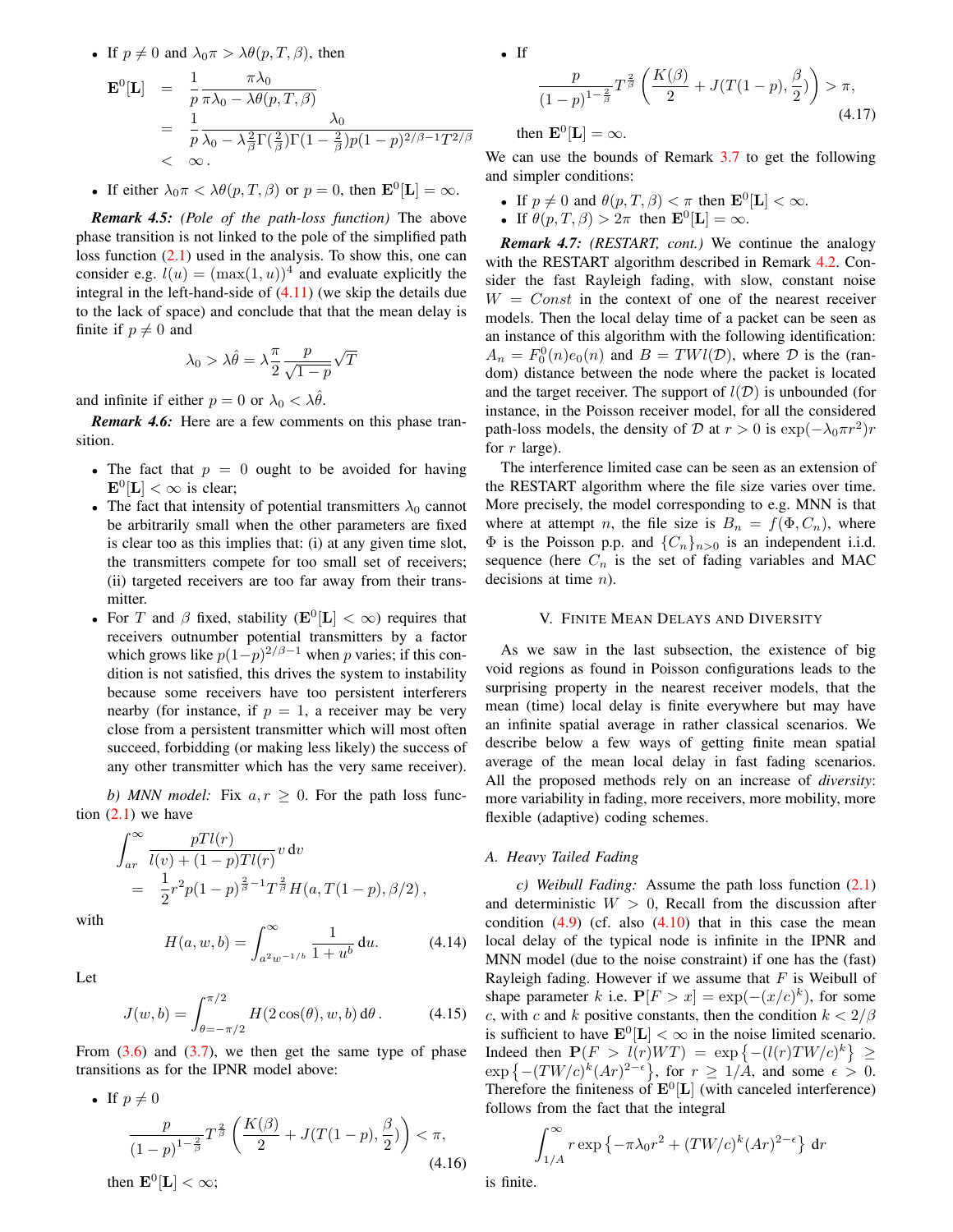- If $p \neq 0$ and $\lambda_0 \pi > \lambda\theta(p,T,\beta)$, then

$$
\begin{aligned}
\mathbf{E}^0[\mathbf{L}] &= \frac{1}{p}\frac{\pi\lambda_0}{\pi\lambda_0 - \lambda\theta(p,T,\beta)} \\
&= \frac{1}{p}\frac{\lambda_0}{\lambda_0 - \lambda\frac{2}{\beta}\Gamma(\frac{2}{\beta})\Gamma(1-\frac{2}{\beta})p(1-p)^{2/\beta-1}T^{2/\beta}} \\
&< \infty\,.
\end{aligned}
$$

- If either $\lambda_0\pi < \lambda\theta(p,T,\beta)$ or $p=0$, then $\mathbf{E}^0[\mathbf{L}] = \infty$.

*Remark 4.5: (Pole of the path-loss function)* The above phase transition is not linked to the pole of the simplified path loss function (2.1) used in the analysis. To show this, one can consider e.g. $l(u) = (\max(1,u))^4$ and evaluate explicitly the integral in the left-hand-side of (4.11) (we skip the details due to the lack of space) and conclude that that the mean delay is finite if $p \neq 0$ and

$$
\lambda_0 > \lambda\hat{\theta} = \lambda\frac{\pi}{2}\frac{p}{\sqrt{1-p}}\sqrt{T}
$$

and infinite if either $p=0$ or $\lambda_0 < \lambda\hat{\theta}$.

*Remark 4.6:* Here are a few comments on this phase transition.

- The fact that $p=0$ ought to be avoided for having $\mathbf{E}^0[\mathbf{L}] < \infty$ is clear;
- The fact that intensity of potential transmitters $\lambda_0$ cannot be arbitrarily small when the other parameters are fixed is clear too as this implies that: (i) at any given time slot, the transmitters compete for too small set of receivers; (ii) targeted receivers are too far away from their transmitter.
- For $T$ and $\beta$ fixed, stability ($\mathbf{E}^0[\mathbf{L}] < \infty$) requires that receivers outnumber potential transmitters by a factor which grows like $p(1-p)^{2/\beta-1}$ when $p$ varies; if this condition is not satisfied, this drives the system to instability because some receivers have too persistent interferers nearby (for instance, if $p=1$, a receiver may be very close from a persistent transmitter which will most often succeed, forbidding (or making less likely) the success of any other transmitter which has the very same receiver).

*b) MNN model:* Fix $a, r \geq 0$. For the path loss function (2.1) we have

$$
\begin{aligned}
&\int_{ar}^{\infty} \frac{pTl(r)}{l(v)+(1-p)Tl(r)} v\,\mathrm{d}v \\
&\quad= \frac{1}{2}r^2 p(1-p)^{\frac{2}{\beta}-1}T^{\frac{2}{\beta}}H(a, T(1-p), \beta/2)\,,
\end{aligned}
$$

with

$$
H(a,w,b) = \int_{a^2w^{-1/b}}^{\infty} \frac{1}{1+u^b}\,\mathrm{d}u. \tag{4.14}
$$

Let

$$
J(w,b) = \int_{\theta=-\pi/2}^{\pi/2} H(2\cos(\theta), w, b)\,\mathrm{d}\theta\,. \tag{4.15}
$$

From (3.6) and (3.7), we then get the same type of phase transitions as for the IPNR model above:

- If $p \neq 0$

$$
\frac{p}{(1-p)^{1-\frac{2}{\beta}}}T^{\frac{2}{\beta}}\left(\frac{K(\beta)}{2} + J(T(1-p),\frac{\beta}{2})\right) < \pi, \tag{4.16}
$$

then $\mathbf{E}^0[\mathbf{L}] < \infty$;

- If

$$
\frac{p}{(1-p)^{1-\frac{2}{\beta}}}T^{\frac{2}{\beta}}\left(\frac{K(\beta)}{2} + J(T(1-p),\frac{\beta}{2})\right) > \pi, \tag{4.17}
$$

then $\mathbf{E}^0[\mathbf{L}] = \infty$.

We can use the bounds of Remark 3.7 to get the following and simpler conditions:

- If $p \neq 0$ and $\theta(p,T,\beta) < \pi$ then $\mathbf{E}^0[\mathbf{L}] < \infty$.
- If $\theta(p,T,\beta) > 2\pi$ then $\mathbf{E}^0[\mathbf{L}] = \infty$.

*Remark 4.7: (RESTART, cont.)* We continue the analogy with the RESTART algorithm described in Remark 4.2. Consider the fast Rayleigh fading, with slow, constant noise $W = Const$ in the context of one of the nearest receiver models. Then the local delay time of a packet can be seen as an instance of this algorithm with the following identification: $A_n = F_0^0(n)e_0(n)$ and $B = TWl(\mathcal{D})$, where $\mathcal{D}$ is the (random) distance between the node where the packet is located and the target receiver. The support of $l(\mathcal{D})$ is unbounded (for instance, in the Poisson receiver model, for all the considered path-loss models, the density of $\mathcal{D}$ at $r > 0$ is $\exp(-\lambda_0\pi r^2)r$ for $r$ large).

The interference limited case can be seen as an extension of the RESTART algorithm where the file size varies over time. More precisely, the model corresponding to e.g. MNN is that where at attempt $n$, the file size is $B_n = f(\Phi, C_n)$, where $\Phi$ is the Poisson p.p. and $\{C_n\}_{n>0}$ is an independent i.i.d. sequence (here $C_n$ is the set of fading variables and MAC decisions at time $n$).

## V. Finite Mean Delays and Diversity

As we saw in the last subsection, the existence of big void regions as found in Poisson configurations leads to the surprising property in the nearest receiver models, that the mean (time) local delay is finite everywhere but may have an infinite spatial average in rather classical scenarios. We describe below a few ways of getting finite mean spatial average of the mean local delay in fast fading scenarios. All the proposed methods rely on an increase of *diversity*: more variability in fading, more receivers, more mobility, more flexible (adaptive) coding schemes.

### A. Heavy Tailed Fading

*c) Weibull Fading:* Assume the path loss function (2.1) and deterministic $W > 0$, Recall from the discussion after condition (4.9) (cf. also (4.10) that in this case the mean local delay of the typical node is infinite in the IPNR and MNN model (due to the noise constraint) if one has the (fast) Rayleigh fading. However if we assume that $F$ is Weibull of shape parameter $k$ i.e. $\mathbf{P}[F > x] = \exp(-(x/c)^k)$, for some $c$ and $k$ positive constants, then the condition $k < 2/\beta$ is sufficient to have $\mathbf{E}^0[\mathbf{L}] < \infty$ in the noise limited scenario. Indeed then $\mathbf{P}(F > l(r)WT) = \exp\{-(l(r)TW/c)^k\} \geq \exp\{-(TW/c)^k(Ar)^{2-\epsilon}\}$, for $r \geq 1/A$, and some $\epsilon > 0$. Therefore the finiteness of $\mathbf{E}^0[\mathbf{L}]$ (with canceled interference) follows from the fact that the integral

$$
\int_{1/A}^{\infty} r\exp\{-\pi\lambda_0 r^2 + (TW/c)^k(Ar)^{2-\epsilon}\}\,\mathrm{d}r
$$

is finite.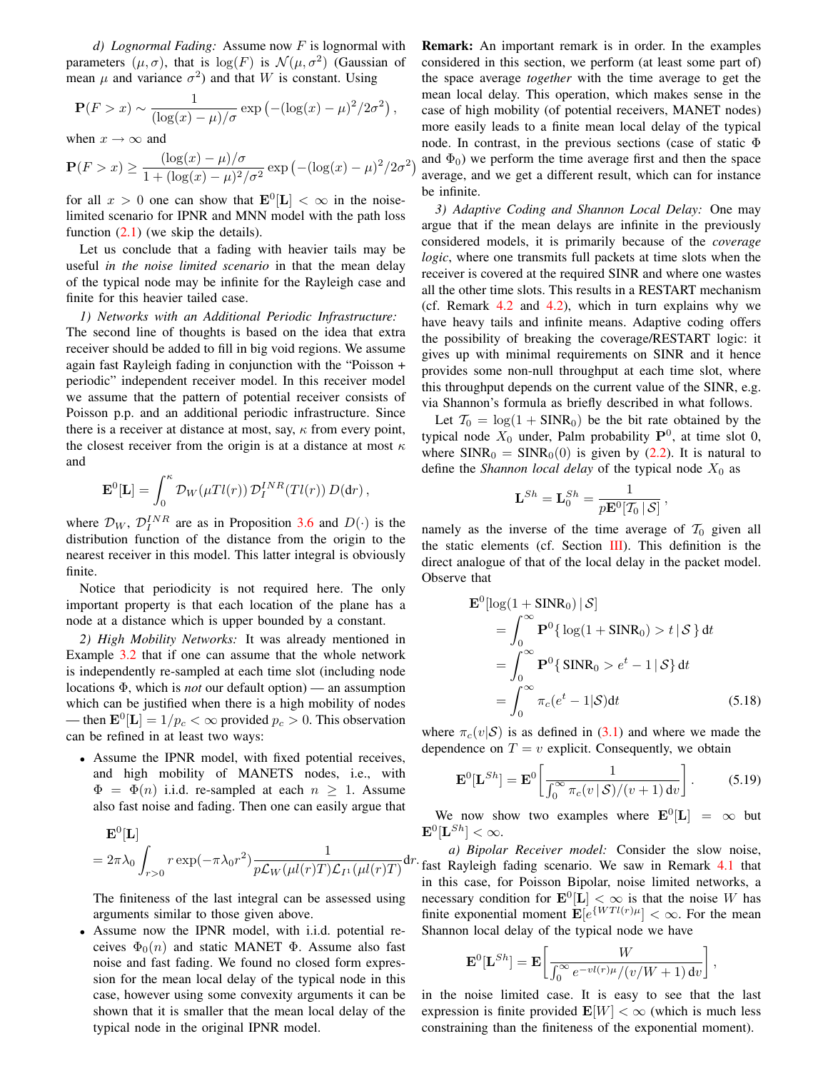*d) Lognormal Fading:* Assume now $F$ is lognormal with parameters $(\mu, \sigma)$, that is $\log(F)$ is $\mathcal{N}(\mu, \sigma^2)$ (Gaussian of mean $\mu$ and variance $\sigma^2$) and that $W$ is constant. Using

$$\mathbf{P}(F > x) \sim \frac{1}{(\log(x) - \mu)/\sigma} \exp\left(-(\log(x) - \mu)^2/2\sigma^2\right),$$

when $x \to \infty$ and

$$\mathbf{P}(F > x) \geq \frac{(\log(x) - \mu)/\sigma}{1 + (\log(x) - \mu)^2/\sigma^2} \exp\left(-(\log(x) - \mu)^2/2\sigma^2\right)$$

for all $x > 0$ one can show that $\mathbf{E}^0[\mathbf{L}] < \infty$ in the noise-limited scenario for IPNR and MNN model with the path loss function (2.1) (we skip the details).

Let us conclude that a fading with heavier tails may be useful *in the noise limited scenario* in that the mean delay of the typical node may be infinite for the Rayleigh case and finite for this heavier tailed case.

*1) Networks with an Additional Periodic Infrastructure:* The second line of thoughts is based on the idea that extra receiver should be added to fill in big void regions. We assume again fast Rayleigh fading in conjunction with the "Poisson + periodic" independent receiver model. In this receiver model we assume that the pattern of potential receiver consists of Poisson p.p. and an additional periodic infrastructure. Since there is a receiver at distance at most, say, $\kappa$ from every point, the closest receiver from the origin is at a distance at most $\kappa$ and

$$\mathbf{E}^0[\mathbf{L}] = \int_0^\kappa \mathcal{D}_W(\mu T l(r))\, \mathcal{D}_I^{INR}(T l(r))\, D(\mathrm{d}r),$$

where $\mathcal{D}_W$, $\mathcal{D}_I^{INR}$ are as in Proposition 3.6 and $D(\cdot)$ is the distribution function of the distance from the origin to the nearest receiver in this model. This latter integral is obviously finite.

Notice that periodicity is not required here. The only important property is that each location of the plane has a node at a distance which is upper bounded by a constant.

*2) High Mobility Networks:* It was already mentioned in Example 3.2 that if one can assume that the whole network is independently re-sampled at each time slot (including node locations $\Phi$, which is *not* our default option) — an assumption which can be justified when there is a high mobility of nodes — then $\mathbf{E}^0[\mathbf{L}] = 1/p_c < \infty$ provided $p_c > 0$. This observation can be refined in at least two ways:

- Assume the IPNR model, with fixed potential receives, and high mobility of MANETS nodes, i.e., with $\Phi = \Phi(n)$ i.i.d. re-sampled at each $n \geq 1$. Assume also fast noise and fading. Then one can easily argue that

$$\mathbf{E}^0[\mathbf{L}] = 2\pi\lambda_0 \int_{r>0} r \exp(-\pi\lambda_0 r^2) \frac{1}{p\mathcal{L}_W(\mu l(r) T)\mathcal{L}_{I^1}(\mu l(r) T)} \mathrm{d}r.$$

The finiteness of the last integral can be assessed using arguments similar to those given above.

- Assume now the IPNR model, with i.i.d. potential receives $\Phi_0(n)$ and static MANET $\Phi$. Assume also fast noise and fast fading. We found no closed form expression for the mean local delay of the typical node in this case, however using some convexity arguments it can be shown that it is smaller that the mean local delay of the typical node in the original IPNR model.

**Remark:** An important remark is in order. In the examples considered in this section, we perform (at least some part of) the space average *together* with the time average to get the mean local delay. This operation, which makes sense in the case of high mobility (of potential receivers, MANET nodes) more easily leads to a finite mean local delay of the typical node. In contrast, in the previous sections (case of static $\Phi$ and $\Phi_0$) we perform the time average first and then the space average, and we get a different result, which can for instance be infinite.

*3) Adaptive Coding and Shannon Local Delay:* One may argue that if the mean delays are infinite in the previously considered models, it is primarily because of the *coverage logic*, where one transmits full packets at time slots when the receiver is covered at the required SINR and where one wastes all the other time slots. This results in a RESTART mechanism (cf. Remark 4.2 and 4.2), which in turn explains why we have heavy tails and infinite means. Adaptive coding offers the possibility of breaking the coverage/RESTART logic: it gives up with minimal requirements on SINR and it hence provides some non-null throughput at each time slot, where this throughput depends on the current value of the SINR, e.g. via Shannon's formula as briefly described in what follows.

Let $\mathcal{T}_0 = \log(1 + \mathrm{SINR}_0)$ be the bit rate obtained by the typical node $X_0$ under, Palm probability $\mathbf{P}^0$, at time slot 0, where $\mathrm{SINR}_0 = \mathrm{SINR}_0(0)$ is given by (2.2). It is natural to define the *Shannon local delay* of the typical node $X_0$ as

$$\mathbf{L}^{Sh} = \mathbf{L}_0^{Sh} = \frac{1}{p\mathbf{E}^0[\mathcal{T}_0 \,|\, \mathcal{S}]},$$

namely as the inverse of the time average of $\mathcal{T}_0$ given all the static elements (cf. Section III). This definition is the direct analogue of that of the local delay in the packet model. Observe that

$$\begin{aligned}
\mathbf{E}^0&[\log(1 + \mathrm{SINR}_0) \,|\, \mathcal{S}] \\
&= \int_0^\infty \mathbf{P}^0\{\log(1 + \mathrm{SINR}_0) > t \,|\, \mathcal{S}\}\, \mathrm{d}t \\
&= \int_0^\infty \mathbf{P}^0\{\mathrm{SINR}_0 > e^t - 1 \,|\, \mathcal{S}\}\, \mathrm{d}t \\
&= \int_0^\infty \pi_c(e^t - 1|\mathcal{S})\mathrm{d}t \qquad (5.18)
\end{aligned}$$

where $\pi_c(v|\mathcal{S})$ is as defined in (3.1) and where we made the dependence on $T = v$ explicit. Consequently, we obtain

$$\mathbf{E}^0[\mathbf{L}^{Sh}] = \mathbf{E}^0\left[\frac{1}{\int_0^\infty \pi_c(v \,|\, \mathcal{S})/(v+1)\, \mathrm{d}v}\right]. \qquad (5.19)$$

We now show two examples where $\mathbf{E}^0[\mathbf{L}] = \infty$ but $\mathbf{E}^0[\mathbf{L}^{Sh}] < \infty$.

*a) Bipolar Receiver model:* Consider the slow noise, fast Rayleigh fading scenario. We saw in Remark 4.1 that in this case, for Poisson Bipolar, noise limited networks, a necessary condition for $\mathbf{E}^0[\mathbf{L}] < \infty$ is that the noise $W$ has finite exponential moment $\mathbf{E}[e^{\{WTl(r)\mu\}}] < \infty$. For the mean Shannon local delay of the typical node we have

$$\mathbf{E}^0[\mathbf{L}^{Sh}] = \mathbf{E}\left[\frac{W}{\int_0^\infty e^{-vl(r)\mu}/(v/W + 1)\, \mathrm{d}v}\right],$$

in the noise limited case. It is easy to see that the last expression is finite provided $\mathbf{E}[W] < \infty$ (which is much less constraining than the finiteness of the exponential moment).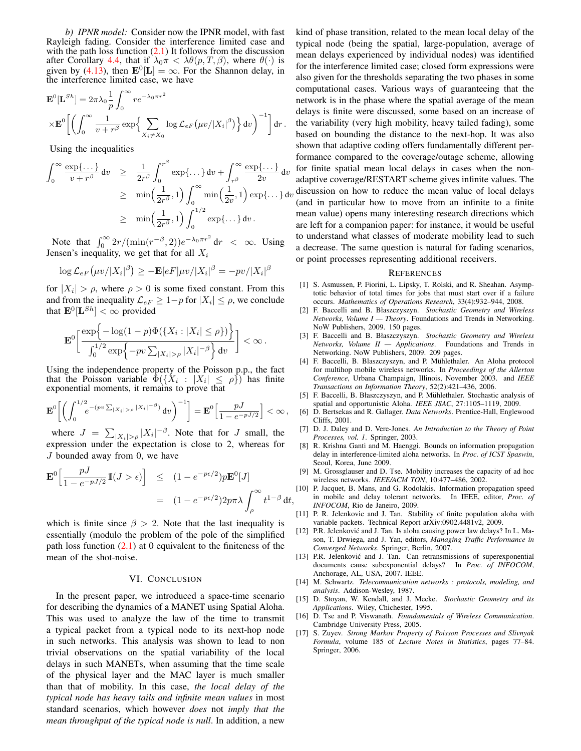*b) IPNR model:* Consider now the IPNR model, with fast Rayleigh fading. Consider the interference limited case and with the path loss function (2.1) It follows from the discussion after Corollary 4.4, that if $\lambda_0\pi < \lambda\theta(p,T,\beta)$, where $\theta(\cdot)$ is given by (4.13), then $\mathbf{E}^0[\mathbf{L}] = \infty$. For the Shannon delay, in the interference limited case, we have

$$\mathbf{E}^0[\mathbf{L}^{Sh}] = 2\pi\lambda_0 \frac{1}{p}\int_0^\infty re^{-\lambda_0\pi r^2} \times \mathbf{E}^0\Big[\Big(\int_0^\infty \frac{1}{v+r^\beta}\exp\Big\{\sum_{X_i\neq X_0}\log\mathcal{L}_{eF}\big(\mu v/|X_i|^\beta\big)\Big\}\,\mathrm{d}v\Big)^{-1}\Big]\,\mathrm{d}r\,.$$

Using the inequalities

$$\begin{aligned}\int_0^\infty \frac{\exp\{\dots\}}{v+r^\beta}\,\mathrm{d}v &\geq \frac{1}{2r^\beta}\int_0^{r^\beta}\exp\{\dots\}\,\mathrm{d}v + \int_{r^\beta}^\infty \frac{\exp\{\dots\}}{2v}\,\mathrm{d}v\\ &\geq \min\Big(\frac{1}{2r^\beta},1\Big)\int_0^\infty \min\Big(\frac{1}{2v},1\Big)\exp\{\dots\}\,\mathrm{d}v\\ &\geq \min\Big(\frac{1}{2r^\beta},1\Big)\int_0^{1/2}\exp\{\dots\}\,\mathrm{d}v\,.\end{aligned}$$

Note that $\int_0^\infty 2r/(\min(r^{-\beta},2))e^{-\lambda_0\pi r^2}\,\mathrm{d}r < \infty$. Using Jensen's inequality, we get that for all $X_i$

$$\log\mathcal{L}_{eF}\big(\mu v/|X_i|^\beta\big) \geq -\mathbf{E}[eF]\mu v/|X_i|^\beta = -pv/|X_i|^\beta$$

for $|X_i| > \rho$, where $\rho > 0$ is some fixed constant. From this and from the inequality $\mathcal{L}_{eF} \geq 1-p$ for $|X_i| \leq \rho$, we conclude that $\mathbf{E}^0[\mathbf{L}^{Sh}] < \infty$ provided

$$\mathbf{E}^0\Big[\frac{\exp\Big\{-\log(1-p)\Phi(\{X_i : |X_i| \leq \rho\})\Big\}}{\int_0^{1/2}\exp\Big\{-pv\sum_{|X_i|>\rho}|X_i|^{-\beta}\Big\}\,\mathrm{d}v}\Big] < \infty\,.$$

Using the independence property of the Poisson p.p., the fact that the Poisson variable $\Phi(\{X_i : |X_i| \leq \rho\})$ has finite exponential moments, it remains to prove that

$$\mathbf{E}^0\Big[\Big(\int_0^{1/2}e^{-(pv\sum_{|X_i|>\rho}|X_i|^{-\beta})}\,\mathrm{d}v\Big)^{-1}\Big] = \mathbf{E}^0\Big[\frac{pJ}{1-e^{-pJ/2}}\Big] < \infty\,,$$

where $J = \sum_{|X_i|>\rho}|X_i|^{-\beta}$. Note that for $J$ small, the expression under the expectation is close to 2, whereas for $J$ bounded away from 0, we have

$$\begin{aligned}\mathbf{E}^0\Big[\frac{pJ}{1-e^{-pJ/2}}\mathbb{1}(J > \epsilon)\Big] &\leq (1-e^{-p\epsilon/2})p\mathbf{E}^0[J]\\ &= (1-e^{-p\epsilon/2})2p\pi\lambda\int_\rho^\infty t^{1-\beta}\,\mathrm{d}t,\end{aligned}$$

which is finite since $\beta > 2$. Note that the last inequality is essentially (modulo the problem of the pole of the simplified path loss function (2.1) at 0 equivalent to the finiteness of the mean of the shot-noise.

## VI. Conclusion

In the present paper, we introduced a space-time scenario for describing the dynamics of a MANET using Spatial Aloha. This was used to analyze the law of the time to transmit a typical packet from a typical node to its next-hop node in such networks. This analysis was shown to lead to non trivial observations on the spatial variability of the local delays in such MANETs, when assuming that the time scale of the physical layer and the MAC layer is much smaller than that of mobility. In this case, *the local delay of the typical node has heavy tails and infinite mean values* in most standard scenarios, which however *does* not *imply that the mean throughput of the typical node is null*. In addition, a new kind of phase transition, related to the mean local delay of the typical node (being the spatial, large-population, average of mean delays experienced by individual nodes) was identified for the interference limited case; closed form expressions were also given for the thresholds separating the two phases in some computational cases. Various ways of guaranteeing that the network is in the phase where the spatial average of the mean delays is finite were discussed, some based on an increase of the variability (very high mobility, heavy tailed fading), some based on bounding the distance to the next-hop. It was also shown that adaptive coding offers fundamentally different performance compared to the coverage/outage scheme, allowing for finite spatial mean local delays in cases when the non-adaptive coverage/RESTART scheme gives infinite values. The discussion on how to reduce the mean value of local delays (and in particular how to move from an infinite to a finite mean value) opens many interesting research directions which are left for a companion paper: for instance, it would be useful to understand what classes of moderate mobility lead to such a decrease. The same question is natural for fading scenarios, or point processes representing additional receivers.

## References

[1] S. Asmussen, P. Fiorini, L. Lipsky, T. Rolski, and R. Sheahan. Asymptotic behavior of total times for jobs that must start over if a failure occurs. *Mathematics of Operations Research*, 33(4):932–944, 2008.

[2] F. Baccelli and B. Błaszczyszyn. *Stochastic Geometry and Wireless Networks, Volume I — Theory*. Foundations and Trends in Networking. NoW Publishers, 2009. 150 pages.

[3] F. Baccelli and B. Błaszczyszyn. *Stochastic Geometry and Wireless Networks, Volume II — Applications*. Foundations and Trends in Networking. NoW Publishers, 2009. 209 pages.

[4] F. Baccelli, B. Blaszczyszyn, and P. Mühlethaler. An Aloha protocol for multihop mobile wireless networks. In *Proceedings of the Allerton Conference*, Urbana Champaign, Illinois, November 2003. and *IEEE Transactions on Information Theory*, 52(2):421–436, 2006.

[5] F. Baccelli, B. Błaszczyszyn, and P. Mühlethaler. Stochastic analysis of spatial and opportunistic Aloha. *IEEE JSAC*, 27:1105–1119, 2009.

[6] D. Bertsekas and R. Gallager. *Data Networks*. Prentice-Hall, Englewood Cliffs, 2001.

[7] D. J. Daley and D. Vere-Jones. *An Introduction to the Theory of Point Processes, vol. 1*. Springer, 2003.

[8] R. Krishna Ganti and M. Haenggi. Bounds on information propagation delay in interference-limited aloha networks. In *Proc. of ICST Spaswin*, Seoul, Korea, June 2009.

[9] M. Grossglauser and D. Tse. Mobility increases the capacity of ad hoc wireless networks. *IEEE/ACM TON*, 10:477–486, 2002.

[10] P. Jacquet, B. Mans, and G. Rodolakis. Information propagation speed in mobile and delay tolerant networks. In IEEE, editor, *Proc. of INFOCOM*, Rio de Janeiro, 2009.

[11] P. R. Jelenkovic and J. Tan. Stability of finite population aloha with variable packets. Technical Report arXiv:0902.4481v2, 2009.

[12] P.R. Jelenković and J. Tan. Is aloha causing power law delays? In L. Mason, T. Drwiega, and J. Yan, editors, *Managing Traffic Performance in Converged Networks*. Springer, Berlin, 2007.

[13] P.R. Jelenković and J. Tan. Can retransmissions of superexponential documents cause subexponential delays? In *Proc. of INFOCOM*, Anchorage, AL, USA, 2007. IEEE.

[14] M. Schwartz. *Telecommunication networks : protocols, modeling, and analysis*. Addison-Wesley, 1987.

[15] D. Stoyan, W. Kendall, and J. Mecke. *Stochastic Geometry and its Applications*. Wiley, Chichester, 1995.

[16] D. Tse and P. Viswanath. *Foundamentals of Wireless Communication*. Cambridge University Press, 2005.

[17] S. Zuyev. *Strong Markov Property of Poisson Processes and Slivnyak Formula*, volume 185 of *Lecture Notes in Statistics*, pages 77–84. Springer, 2006.